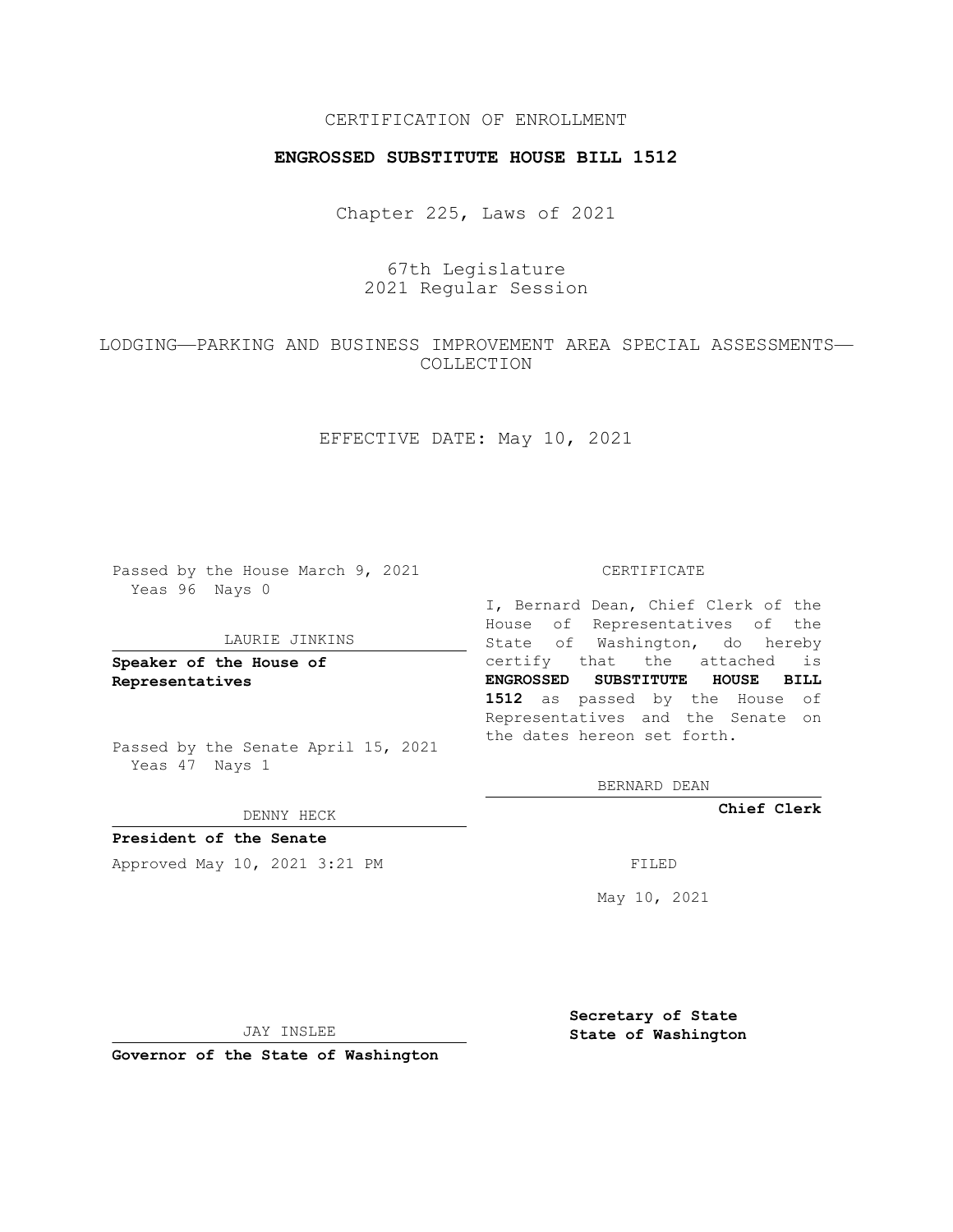CERTIFICATION OF ENROLLMENT

**ENGROSSED SUBSTITUTE HOUSE BILL 1512**

Chapter 225, Laws of 2021

67th Legislature
2021 Regular Session

LODGING—PARKING AND BUSINESS IMPROVEMENT AREA SPECIAL ASSESSMENTS—COLLECTION

EFFECTIVE DATE: May 10, 2021

Passed by the House March 9, 2021
Yeas 96 Nays 0

LAURIE JINKINS

**Speaker of the House of Representatives**

Passed by the Senate April 15, 2021
Yeas 47 Nays 1

DENNY HECK

**President of the Senate**

Approved May 10, 2021 3:21 PM

JAY INSLEE

**Governor of the State of Washington**

CERTIFICATE

I, Bernard Dean, Chief Clerk of the House of Representatives of the State of Washington, do hereby certify that the attached is **ENGROSSED SUBSTITUTE HOUSE BILL 1512** as passed by the House of Representatives and the Senate on the dates hereon set forth.

BERNARD DEAN

**Chief Clerk**

FILED

May 10, 2021

**Secretary of State**
**State of Washington**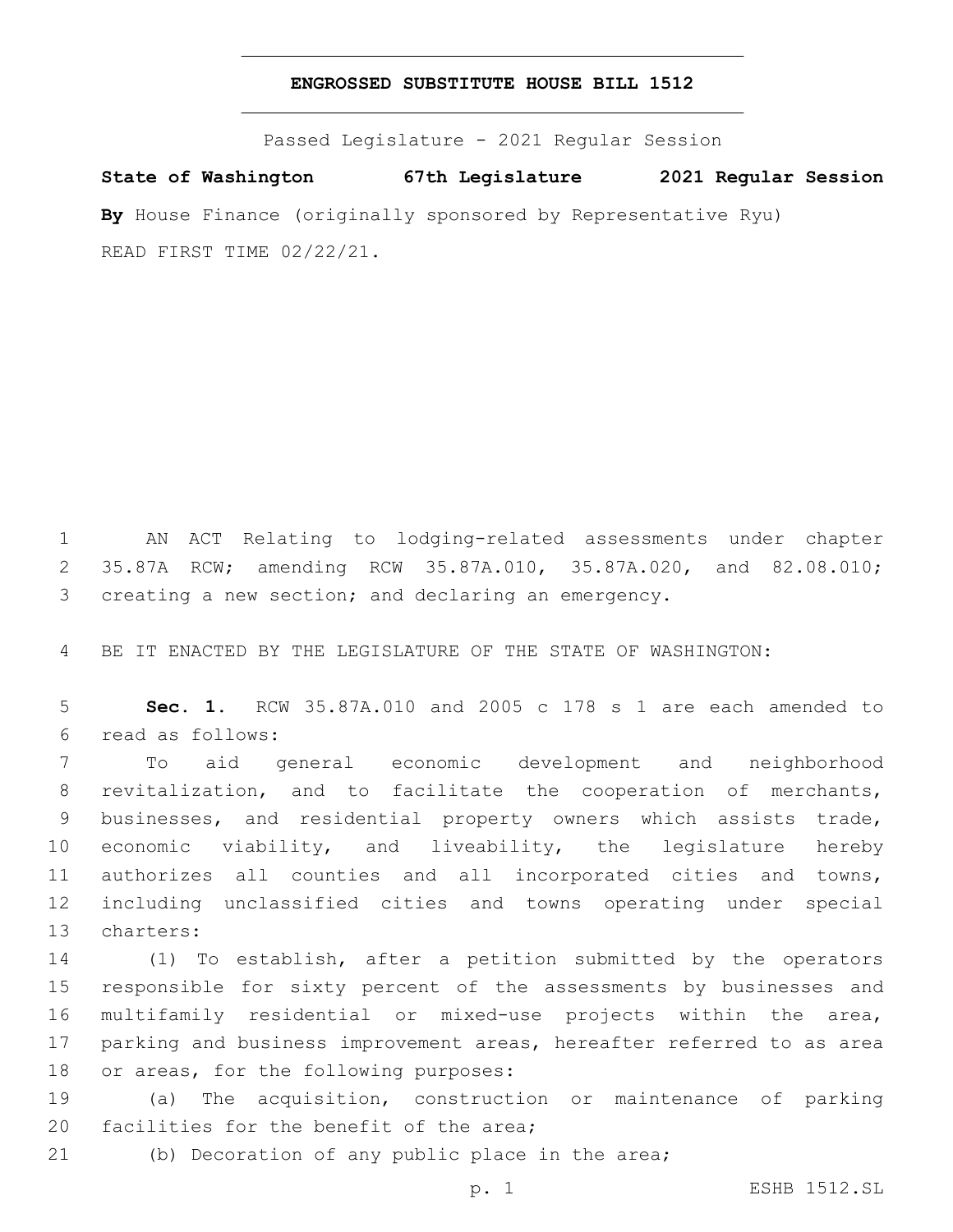# ENGROSSED SUBSTITUTE HOUSE BILL 1512

Passed Legislature - 2021 Regular Session

**State of Washington 67th Legislature 2021 Regular Session**

**By** House Finance (originally sponsored by Representative Ryu)

READ FIRST TIME 02/22/21.

AN ACT Relating to lodging-related assessments under chapter 35.87A RCW; amending RCW 35.87A.010, 35.87A.020, and 82.08.010; creating a new section; and declaring an emergency.

BE IT ENACTED BY THE LEGISLATURE OF THE STATE OF WASHINGTON:

**Sec. 1.** RCW 35.87A.010 and 2005 c 178 s 1 are each amended to read as follows:

To aid general economic development and neighborhood revitalization, and to facilitate the cooperation of merchants, businesses, and residential property owners which assists trade, economic viability, and liveability, the legislature hereby authorizes all counties and all incorporated cities and towns, including unclassified cities and towns operating under special charters:

(1) To establish, after a petition submitted by the operators responsible for sixty percent of the assessments by businesses and multifamily residential or mixed-use projects within the area, parking and business improvement areas, hereafter referred to as area or areas, for the following purposes:

(a) The acquisition, construction or maintenance of parking facilities for the benefit of the area;

(b) Decoration of any public place in the area;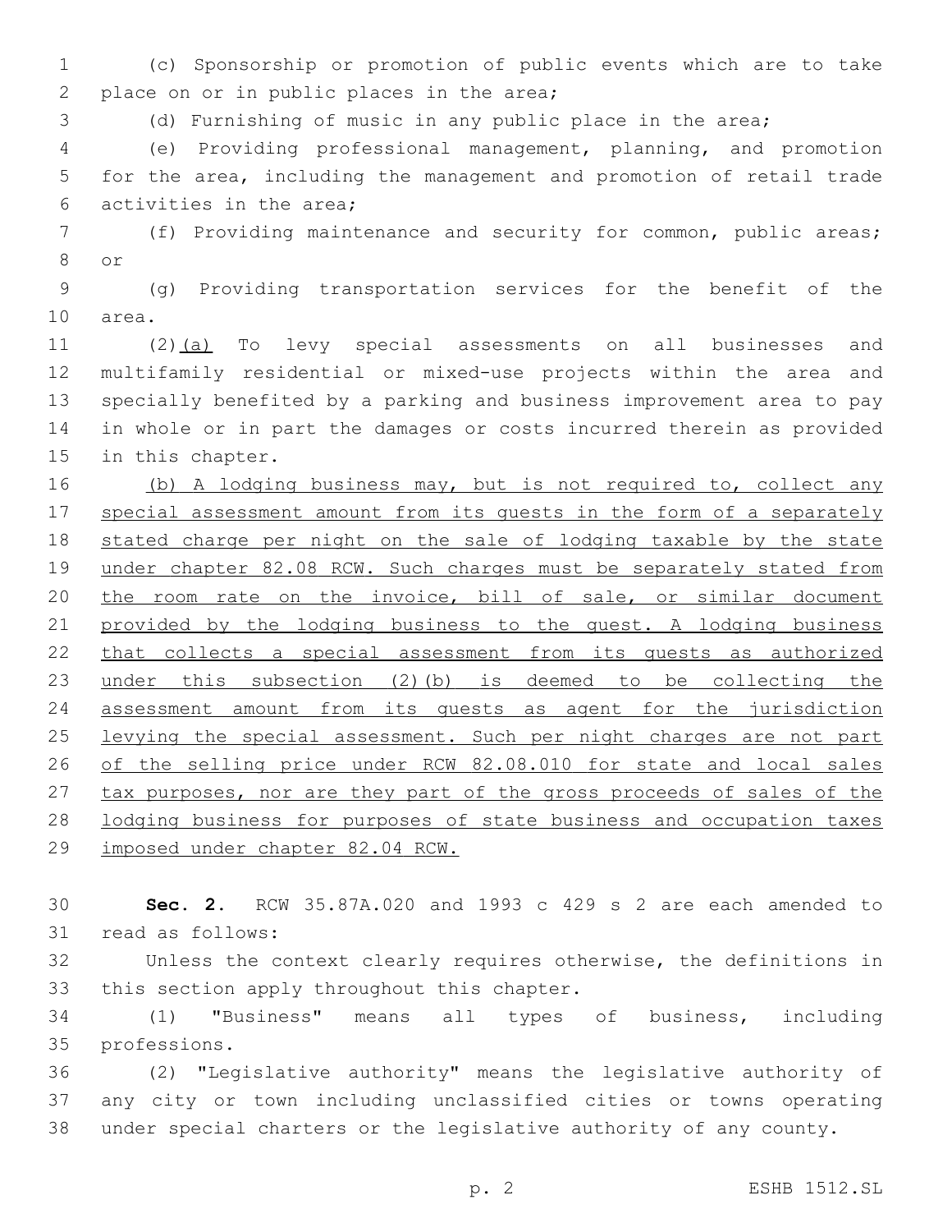(c) Sponsorship or promotion of public events which are to take place on or in public places in the area;

(d) Furnishing of music in any public place in the area;

(e) Providing professional management, planning, and promotion for the area, including the management and promotion of retail trade activities in the area;

(f) Providing maintenance and security for common, public areas; or

(g) Providing transportation services for the benefit of the area.

(2)<u>(a)</u> To levy special assessments on all businesses and multifamily residential or mixed-use projects within the area and specially benefited by a parking and business improvement area to pay in whole or in part the damages or costs incurred therein as provided in this chapter.

<u>(b) A lodging business may, but is not required to, collect any special assessment amount from its guests in the form of a separately stated charge per night on the sale of lodging taxable by the state under chapter 82.08 RCW. Such charges must be separately stated from the room rate on the invoice, bill of sale, or similar document provided by the lodging business to the guest. A lodging business that collects a special assessment from its guests as authorized under this subsection (2)(b) is deemed to be collecting the assessment amount from its guests as agent for the jurisdiction levying the special assessment. Such per night charges are not part of the selling price under RCW 82.08.010 for state and local sales tax purposes, nor are they part of the gross proceeds of sales of the lodging business for purposes of state business and occupation taxes imposed under chapter 82.04 RCW.</u>

**Sec. 2.** RCW 35.87A.020 and 1993 c 429 s 2 are each amended to read as follows:

Unless the context clearly requires otherwise, the definitions in this section apply throughout this chapter.

(1) "Business" means all types of business, including professions.

(2) "Legislative authority" means the legislative authority of any city or town including unclassified cities or towns operating under special charters or the legislative authority of any county.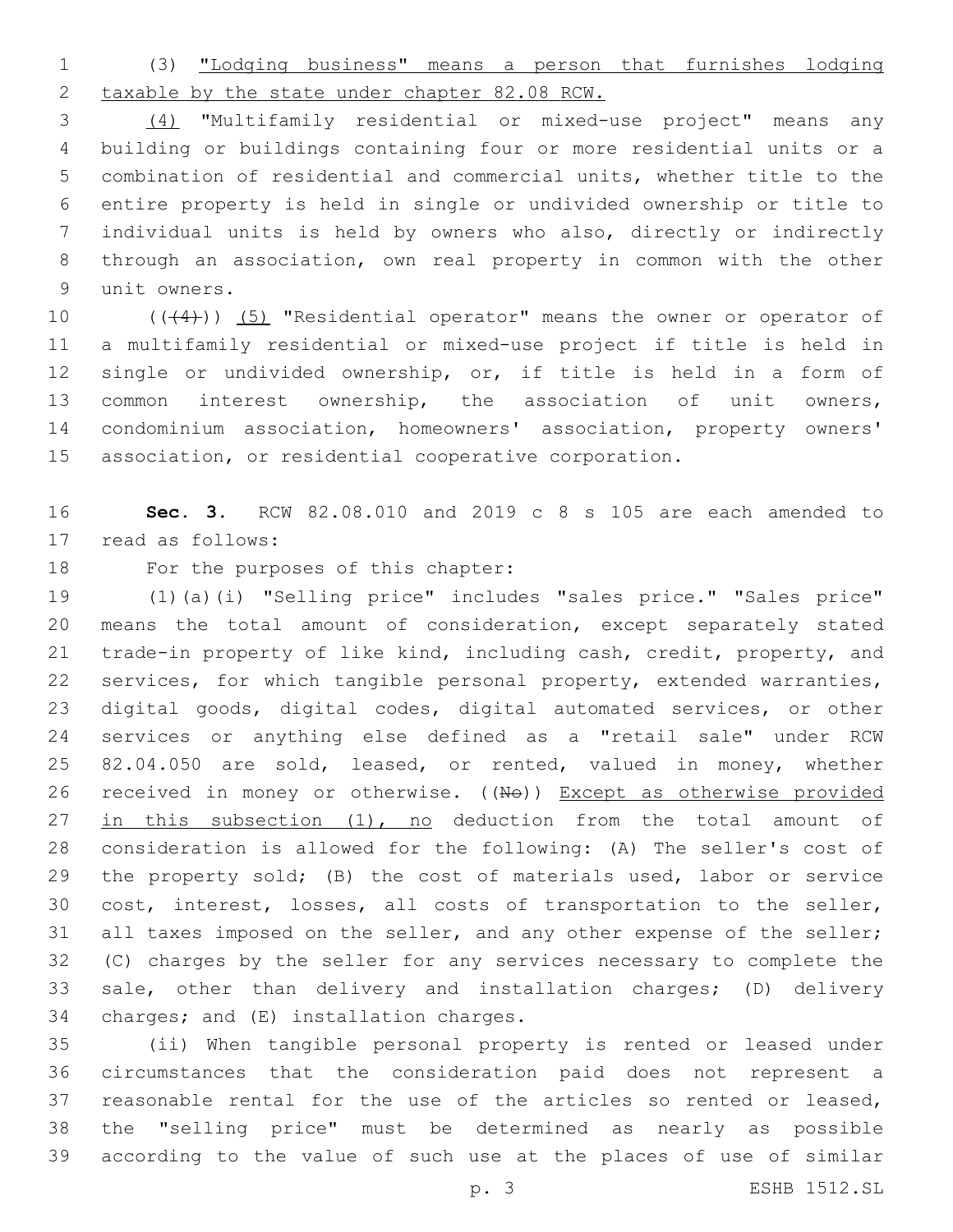(3) "Lodging business" means a person that furnishes lodging taxable by the state under chapter 82.08 RCW.

(4) "Multifamily residential or mixed-use project" means any building or buildings containing four or more residential units or a combination of residential and commercial units, whether title to the entire property is held in single or undivided ownership or title to individual units is held by owners who also, directly or indirectly through an association, own real property in common with the other unit owners.

(((4))) (5) "Residential operator" means the owner or operator of a multifamily residential or mixed-use project if title is held in single or undivided ownership, or, if title is held in a form of common interest ownership, the association of unit owners, condominium association, homeowners' association, property owners' association, or residential cooperative corporation.

**Sec. 3.** RCW 82.08.010 and 2019 c 8 s 105 are each amended to read as follows:

For the purposes of this chapter:

(1)(a)(i) "Selling price" includes "sales price." "Sales price" means the total amount of consideration, except separately stated trade-in property of like kind, including cash, credit, property, and services, for which tangible personal property, extended warranties, digital goods, digital codes, digital automated services, or other services or anything else defined as a "retail sale" under RCW 82.04.050 are sold, leased, or rented, valued in money, whether received in money or otherwise. ((No)) Except as otherwise provided in this subsection (1), no deduction from the total amount of consideration is allowed for the following: (A) The seller's cost of the property sold; (B) the cost of materials used, labor or service cost, interest, losses, all costs of transportation to the seller, all taxes imposed on the seller, and any other expense of the seller; (C) charges by the seller for any services necessary to complete the sale, other than delivery and installation charges; (D) delivery charges; and (E) installation charges.

(ii) When tangible personal property is rented or leased under circumstances that the consideration paid does not represent a reasonable rental for the use of the articles so rented or leased, the "selling price" must be determined as nearly as possible according to the value of such use at the places of use of similar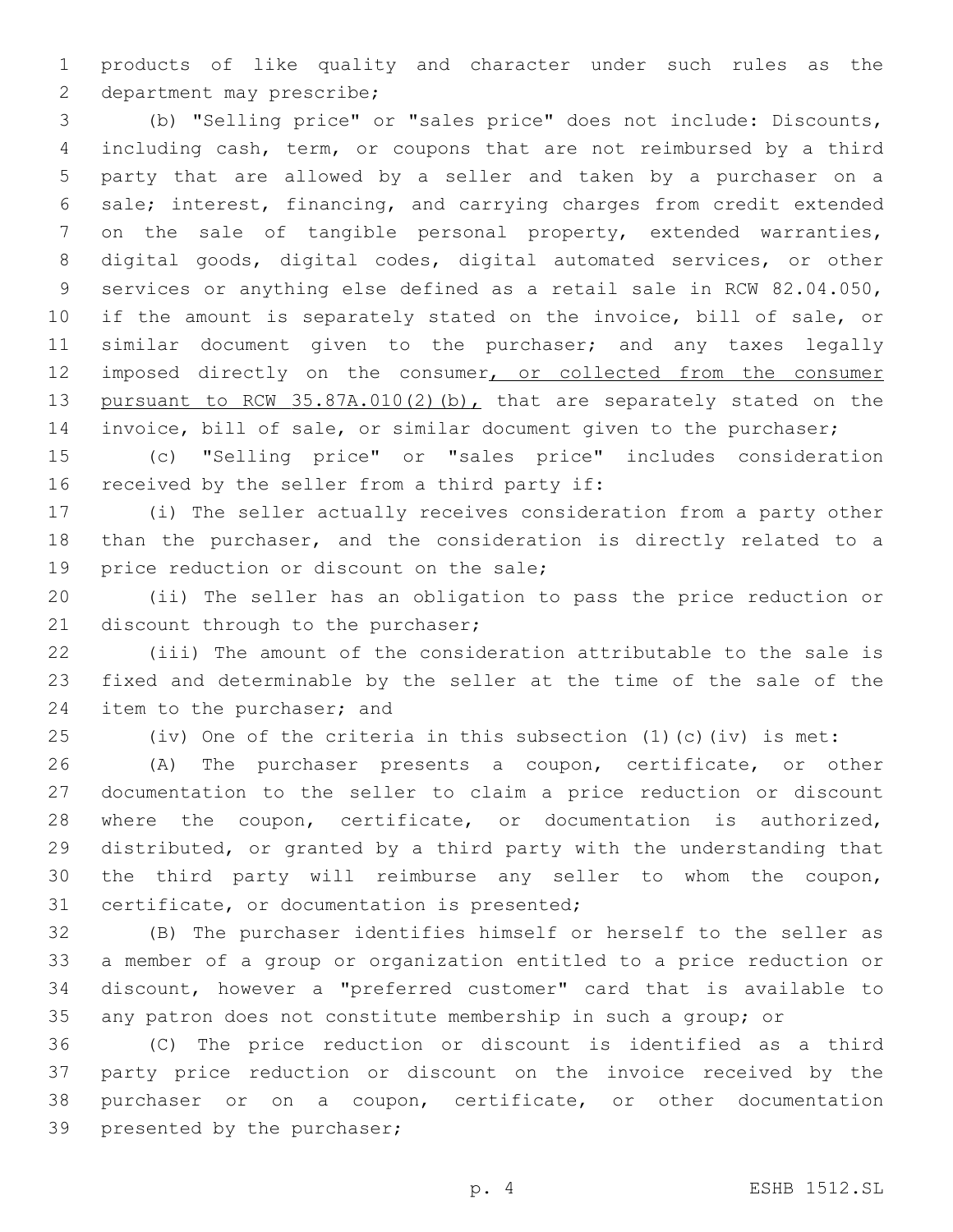products of like quality and character under such rules as the department may prescribe;

(b) "Selling price" or "sales price" does not include: Discounts, including cash, term, or coupons that are not reimbursed by a third party that are allowed by a seller and taken by a purchaser on a sale; interest, financing, and carrying charges from credit extended on the sale of tangible personal property, extended warranties, digital goods, digital codes, digital automated services, or other services or anything else defined as a retail sale in RCW 82.04.050, if the amount is separately stated on the invoice, bill of sale, or similar document given to the purchaser; and any taxes legally imposed directly on the consumer<u>, or collected from the consumer pursuant to RCW 35.87A.010(2)(b),</u> that are separately stated on the invoice, bill of sale, or similar document given to the purchaser;

(c) "Selling price" or "sales price" includes consideration received by the seller from a third party if:

(i) The seller actually receives consideration from a party other than the purchaser, and the consideration is directly related to a price reduction or discount on the sale;

(ii) The seller has an obligation to pass the price reduction or discount through to the purchaser;

(iii) The amount of the consideration attributable to the sale is fixed and determinable by the seller at the time of the sale of the item to the purchaser; and

(iv) One of the criteria in this subsection (1)(c)(iv) is met:

(A) The purchaser presents a coupon, certificate, or other documentation to the seller to claim a price reduction or discount where the coupon, certificate, or documentation is authorized, distributed, or granted by a third party with the understanding that the third party will reimburse any seller to whom the coupon, certificate, or documentation is presented;

(B) The purchaser identifies himself or herself to the seller as a member of a group or organization entitled to a price reduction or discount, however a "preferred customer" card that is available to any patron does not constitute membership in such a group; or

(C) The price reduction or discount is identified as a third party price reduction or discount on the invoice received by the purchaser or on a coupon, certificate, or other documentation presented by the purchaser;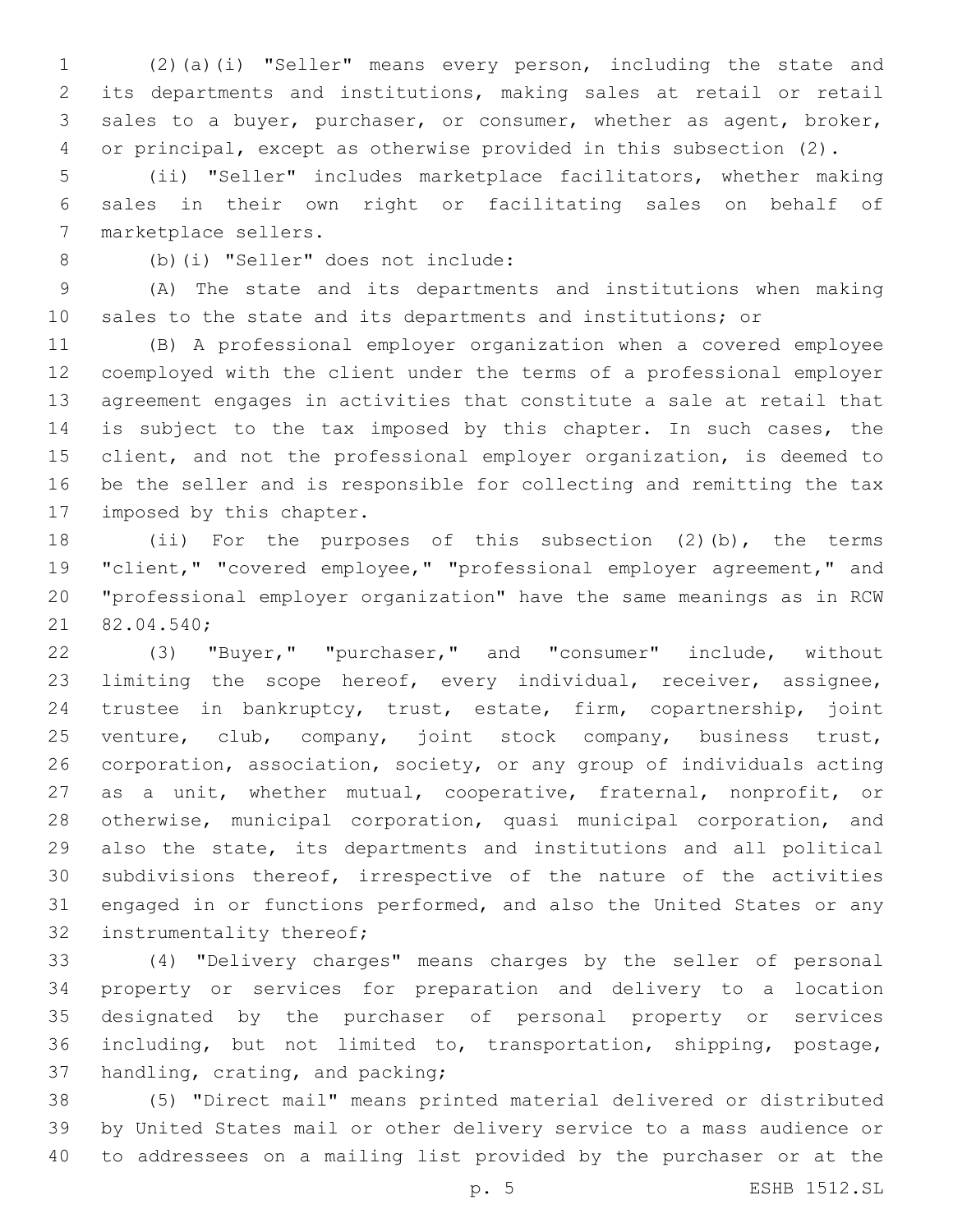(2)(a)(i) "Seller" means every person, including the state and its departments and institutions, making sales at retail or retail sales to a buyer, purchaser, or consumer, whether as agent, broker, or principal, except as otherwise provided in this subsection (2).

(ii) "Seller" includes marketplace facilitators, whether making sales in their own right or facilitating sales on behalf of marketplace sellers.

(b)(i) "Seller" does not include:

(A) The state and its departments and institutions when making sales to the state and its departments and institutions; or

(B) A professional employer organization when a covered employee coemployed with the client under the terms of a professional employer agreement engages in activities that constitute a sale at retail that is subject to the tax imposed by this chapter. In such cases, the client, and not the professional employer organization, is deemed to be the seller and is responsible for collecting and remitting the tax imposed by this chapter.

(ii) For the purposes of this subsection (2)(b), the terms "client," "covered employee," "professional employer agreement," and "professional employer organization" have the same meanings as in RCW 82.04.540;

(3) "Buyer," "purchaser," and "consumer" include, without limiting the scope hereof, every individual, receiver, assignee, trustee in bankruptcy, trust, estate, firm, copartnership, joint venture, club, company, joint stock company, business trust, corporation, association, society, or any group of individuals acting as a unit, whether mutual, cooperative, fraternal, nonprofit, or otherwise, municipal corporation, quasi municipal corporation, and also the state, its departments and institutions and all political subdivisions thereof, irrespective of the nature of the activities engaged in or functions performed, and also the United States or any instrumentality thereof;

(4) "Delivery charges" means charges by the seller of personal property or services for preparation and delivery to a location designated by the purchaser of personal property or services including, but not limited to, transportation, shipping, postage, handling, crating, and packing;

(5) "Direct mail" means printed material delivered or distributed by United States mail or other delivery service to a mass audience or to addressees on a mailing list provided by the purchaser or at the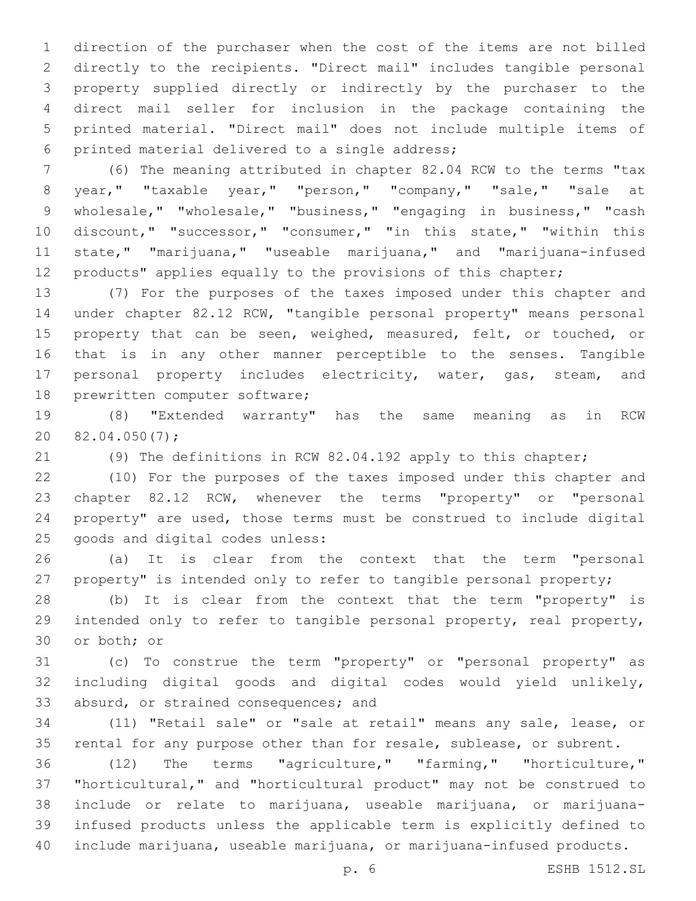direction of the purchaser when the cost of the items are not billed directly to the recipients. "Direct mail" includes tangible personal property supplied directly or indirectly by the purchaser to the direct mail seller for inclusion in the package containing the printed material. "Direct mail" does not include multiple items of printed material delivered to a single address;

(6) The meaning attributed in chapter 82.04 RCW to the terms "tax year," "taxable year," "person," "company," "sale," "sale at wholesale," "wholesale," "business," "engaging in business," "cash discount," "successor," "consumer," "in this state," "within this state," "marijuana," "useable marijuana," and "marijuana-infused products" applies equally to the provisions of this chapter;

(7) For the purposes of the taxes imposed under this chapter and under chapter 82.12 RCW, "tangible personal property" means personal property that can be seen, weighed, measured, felt, or touched, or that is in any other manner perceptible to the senses. Tangible personal property includes electricity, water, gas, steam, and prewritten computer software;

(8) "Extended warranty" has the same meaning as in RCW 82.04.050(7);

(9) The definitions in RCW 82.04.192 apply to this chapter;

(10) For the purposes of the taxes imposed under this chapter and chapter 82.12 RCW, whenever the terms "property" or "personal property" are used, those terms must be construed to include digital goods and digital codes unless:

(a) It is clear from the context that the term "personal property" is intended only to refer to tangible personal property;

(b) It is clear from the context that the term "property" is intended only to refer to tangible personal property, real property, or both; or

(c) To construe the term "property" or "personal property" as including digital goods and digital codes would yield unlikely, absurd, or strained consequences; and

(11) "Retail sale" or "sale at retail" means any sale, lease, or rental for any purpose other than for resale, sublease, or subrent.

(12) The terms "agriculture," "farming," "horticulture," "horticultural," and "horticultural product" may not be construed to include or relate to marijuana, useable marijuana, or marijuana-infused products unless the applicable term is explicitly defined to include marijuana, useable marijuana, or marijuana-infused products.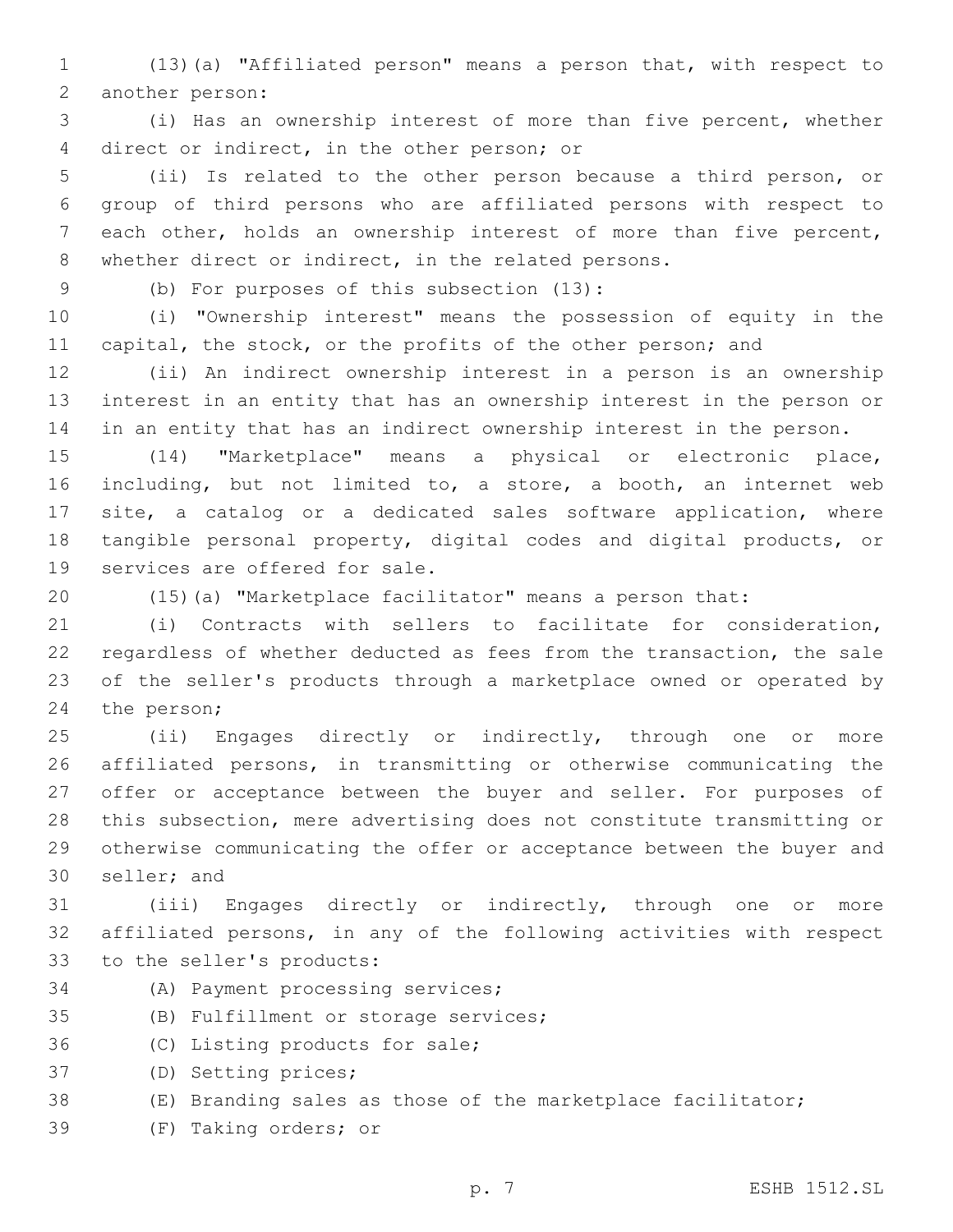(13)(a) "Affiliated person" means a person that, with respect to another person:

(i) Has an ownership interest of more than five percent, whether direct or indirect, in the other person; or

(ii) Is related to the other person because a third person, or group of third persons who are affiliated persons with respect to each other, holds an ownership interest of more than five percent, whether direct or indirect, in the related persons.

(b) For purposes of this subsection (13):

(i) "Ownership interest" means the possession of equity in the capital, the stock, or the profits of the other person; and

(ii) An indirect ownership interest in a person is an ownership interest in an entity that has an ownership interest in the person or in an entity that has an indirect ownership interest in the person.

(14) "Marketplace" means a physical or electronic place, including, but not limited to, a store, a booth, an internet web site, a catalog or a dedicated sales software application, where tangible personal property, digital codes and digital products, or services are offered for sale.

(15)(a) "Marketplace facilitator" means a person that:

(i) Contracts with sellers to facilitate for consideration, regardless of whether deducted as fees from the transaction, the sale of the seller's products through a marketplace owned or operated by the person;

(ii) Engages directly or indirectly, through one or more affiliated persons, in transmitting or otherwise communicating the offer or acceptance between the buyer and seller. For purposes of this subsection, mere advertising does not constitute transmitting or otherwise communicating the offer or acceptance between the buyer and seller; and

(iii) Engages directly or indirectly, through one or more affiliated persons, in any of the following activities with respect to the seller's products:

(A) Payment processing services;

(B) Fulfillment or storage services;

(C) Listing products for sale;

(D) Setting prices;

(E) Branding sales as those of the marketplace facilitator;

(F) Taking orders; or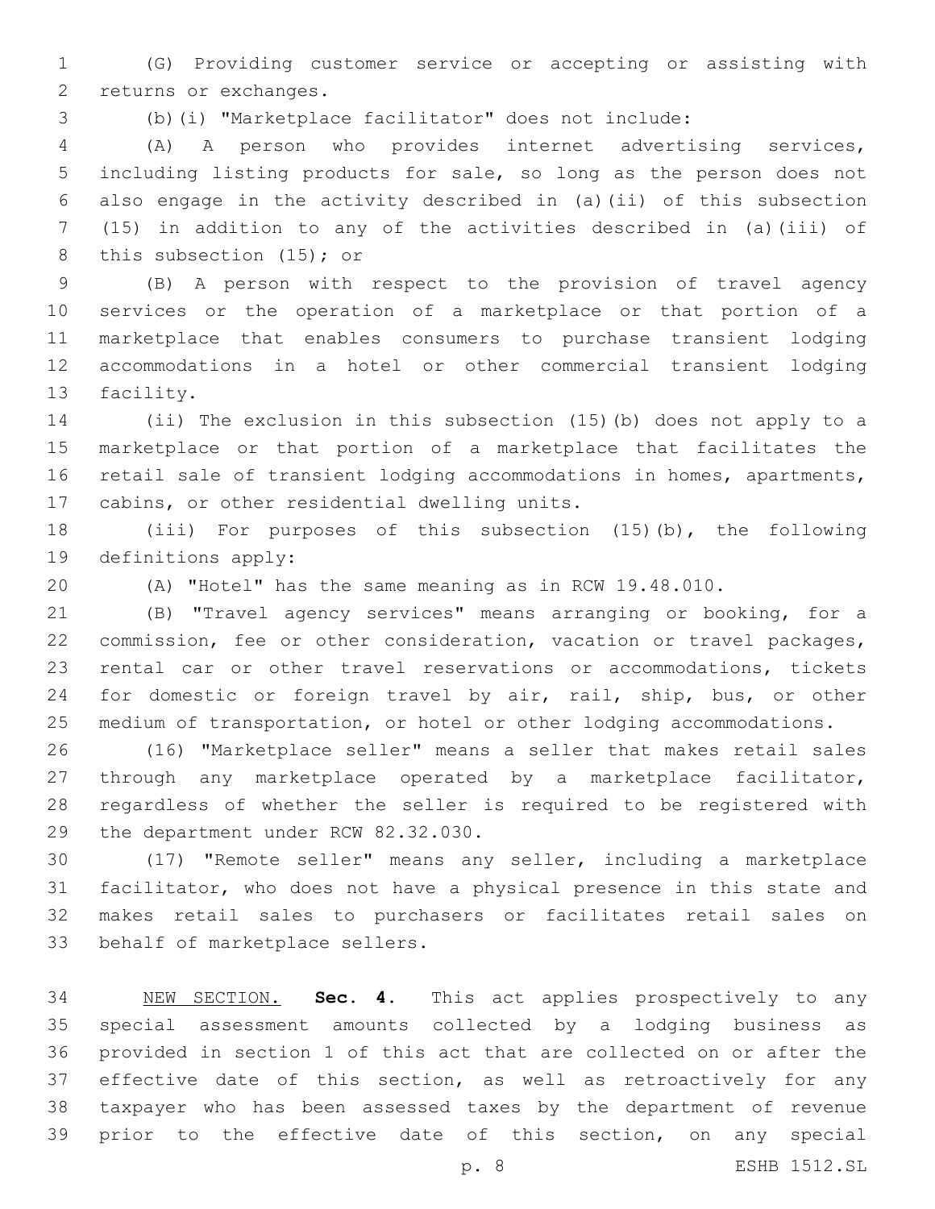(G) Providing customer service or accepting or assisting with returns or exchanges.

(b)(i) "Marketplace facilitator" does not include:

(A) A person who provides internet advertising services, including listing products for sale, so long as the person does not also engage in the activity described in (a)(ii) of this subsection (15) in addition to any of the activities described in (a)(iii) of this subsection (15); or

(B) A person with respect to the provision of travel agency services or the operation of a marketplace or that portion of a marketplace that enables consumers to purchase transient lodging accommodations in a hotel or other commercial transient lodging facility.

(ii) The exclusion in this subsection (15)(b) does not apply to a marketplace or that portion of a marketplace that facilitates the retail sale of transient lodging accommodations in homes, apartments, cabins, or other residential dwelling units.

(iii) For purposes of this subsection (15)(b), the following definitions apply:

(A) "Hotel" has the same meaning as in RCW 19.48.010.

(B) "Travel agency services" means arranging or booking, for a commission, fee or other consideration, vacation or travel packages, rental car or other travel reservations or accommodations, tickets for domestic or foreign travel by air, rail, ship, bus, or other medium of transportation, or hotel or other lodging accommodations.

(16) "Marketplace seller" means a seller that makes retail sales through any marketplace operated by a marketplace facilitator, regardless of whether the seller is required to be registered with the department under RCW 82.32.030.

(17) "Remote seller" means any seller, including a marketplace facilitator, who does not have a physical presence in this state and makes retail sales to purchasers or facilitates retail sales on behalf of marketplace sellers.

NEW SECTION. **Sec. 4.** This act applies prospectively to any special assessment amounts collected by a lodging business as provided in section 1 of this act that are collected on or after the effective date of this section, as well as retroactively for any taxpayer who has been assessed taxes by the department of revenue prior to the effective date of this section, on any special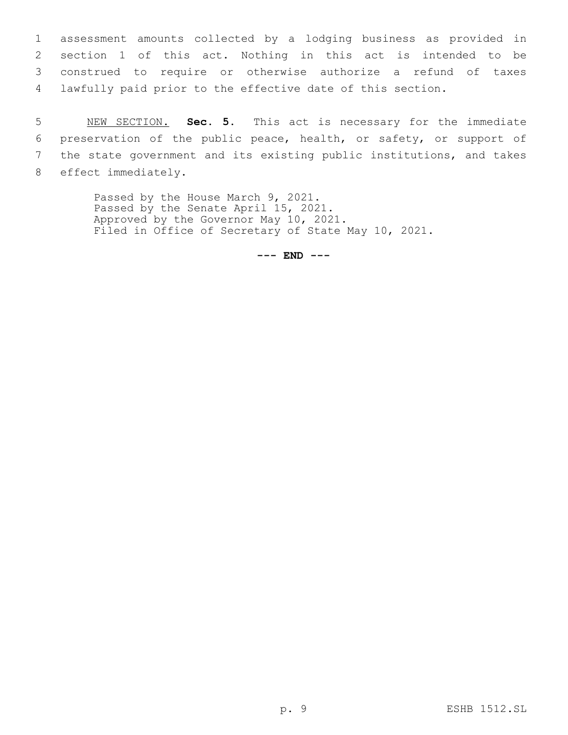assessment amounts collected by a lodging business as provided in section 1 of this act. Nothing in this act is intended to be construed to require or otherwise authorize a refund of taxes lawfully paid prior to the effective date of this section.

NEW SECTION. **Sec. 5.** This act is necessary for the immediate preservation of the public peace, health, or safety, or support of the state government and its existing public institutions, and takes effect immediately.

Passed by the House March 9, 2021.
Passed by the Senate April 15, 2021.
Approved by the Governor May 10, 2021.
Filed in Office of Secretary of State May 10, 2021.

**--- END ---**